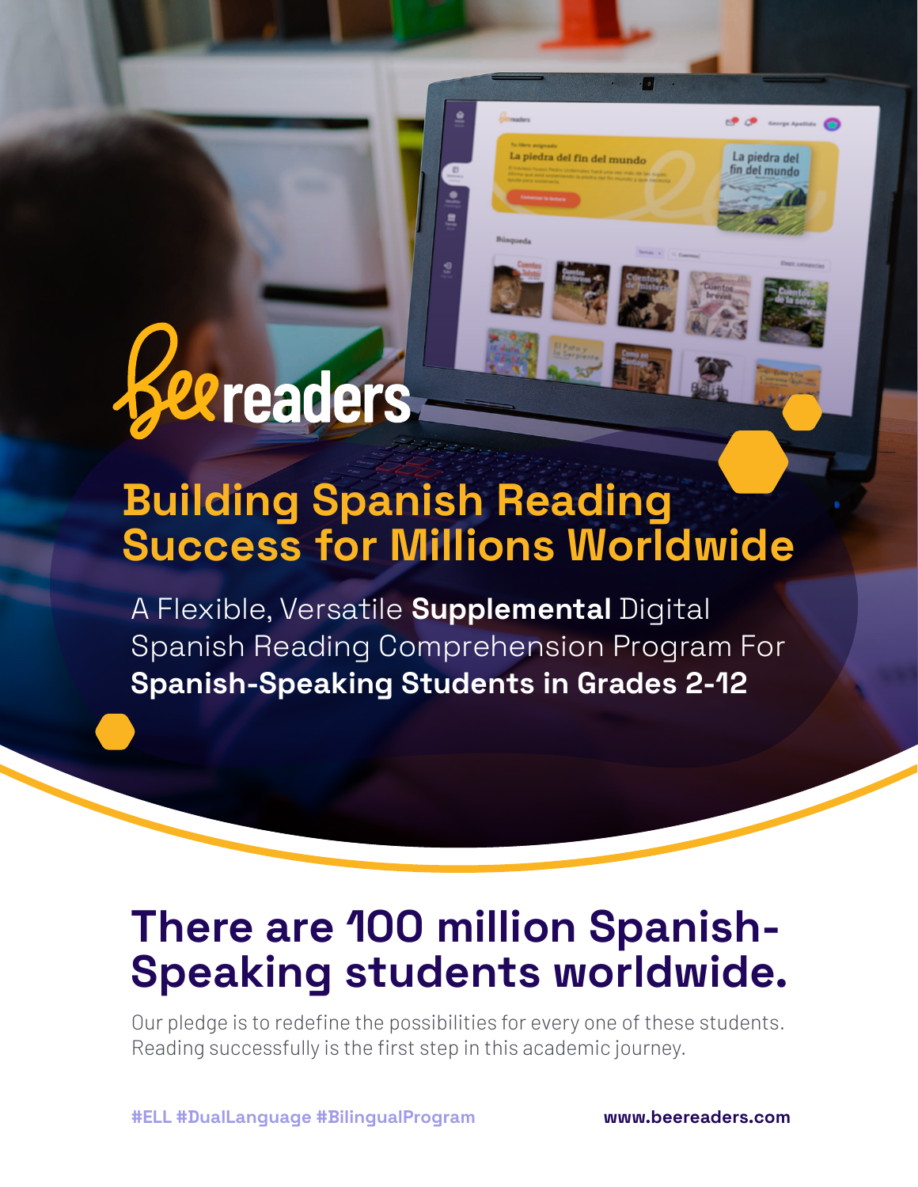Beereaders

# Building Spanish Reading Success for Millions Worldwide

A Flexible, Versatile **Supplemental** Digital Spanish Reading Comprehension Program For **Spanish-Speaking Students in Grades 2-12**

## There are 100 million Spanish-Speaking students worldwide.

Our pledge is to redefine the possibilities for every one of these students. Reading successfully is the first step in this academic journey.

#ELL #DualLanguage #BilingualProgram

www.beereaders.com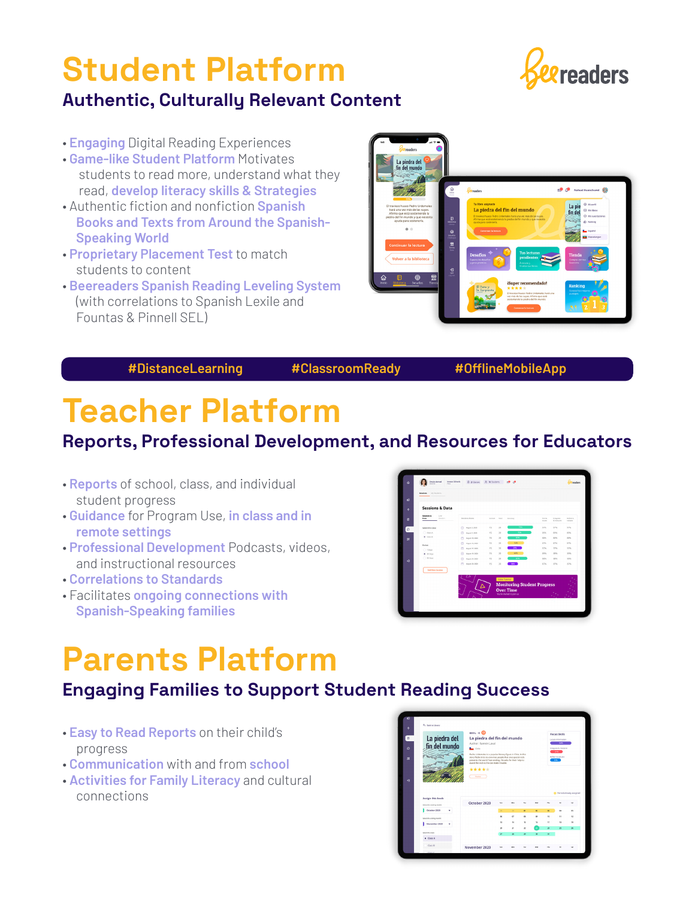# Student Platform

## Authentic, Culturally Relevant Content

- Engaging Digital Reading Experiences
- Game-like Student Platform Motivates students to read more, understand what they read, develop literacy skills & Strategies
- Authentic fiction and nonfiction Spanish Books and Texts from Around the Spanish-Speaking World
- Proprietary Placement Test to match students to content
- Beereaders Spanish Reading Leveling System (with correlations to Spanish Lexile and Fountas & Pinnell SEL)

#DistanceLearning #ClassroomReady #OfflineMobileApp

# Teacher Platform

## Reports, Professional Development, and Resources for Educators

- Reports of school, class, and individual student progress
- Guidance for Program Use, in class and in remote settings
- Professional Development Podcasts, videos, and instructional resources
- Correlations to Standards
- Facilitates ongoing connections with Spanish-Speaking families

# Parents Platform

## Engaging Families to Support Student Reading Success

- Easy to Read Reports on their child's progress
- Communication with and from school
- Activities for Family Literacy and cultural connections